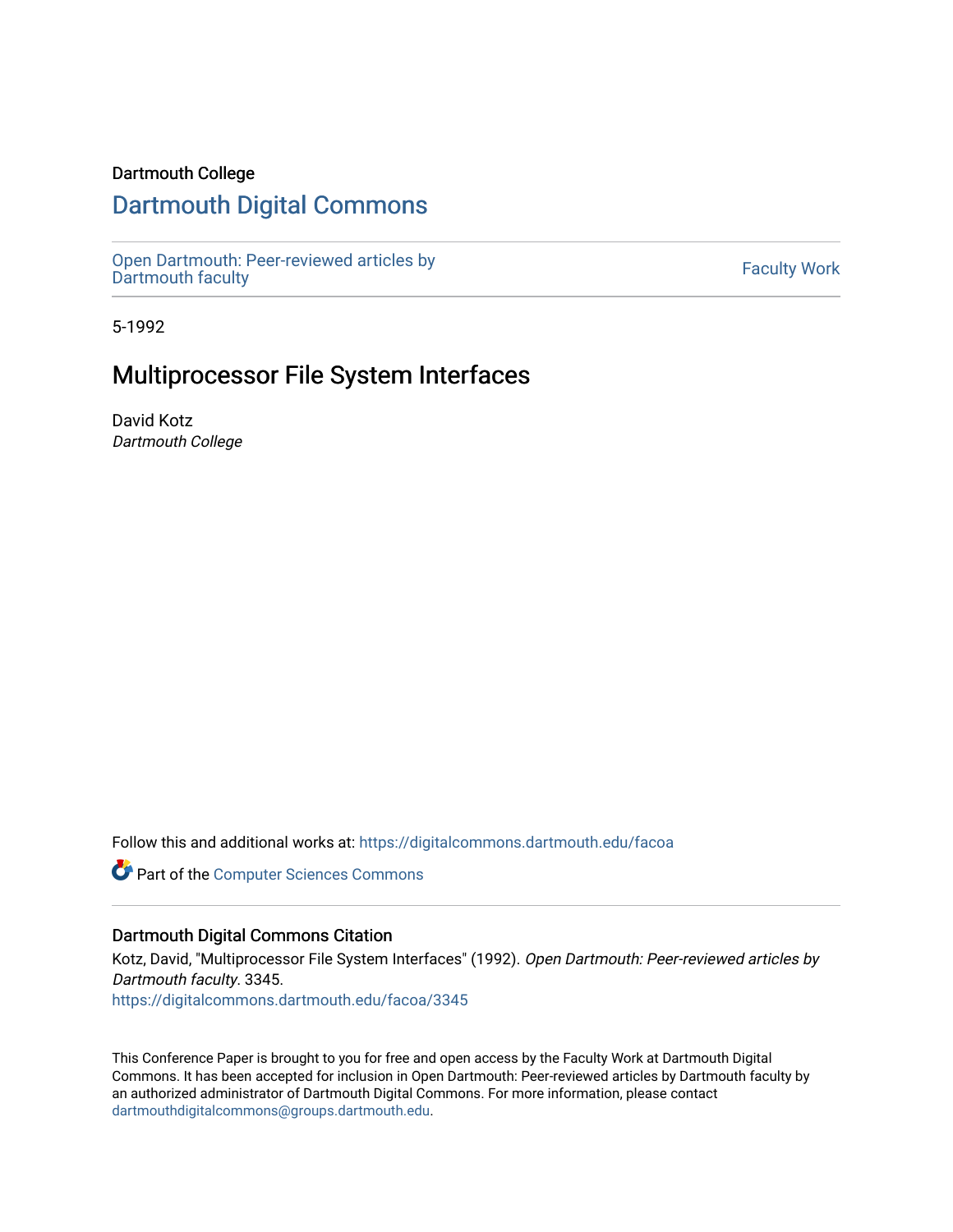Dartmouth College

# Dartmouth Digital Commons

Open Dartmouth: Peer-reviewed articles by Dartmouth faculty

Faculty Work

5-1992

## Multiprocessor File System Interfaces

David Kotz
*Dartmouth College*

Follow this and additional works at: https://digitalcommons.dartmouth.edu/facoa

Part of the Computer Sciences Commons

### Dartmouth Digital Commons Citation

Kotz, David, "Multiprocessor File System Interfaces" (1992). *Open Dartmouth: Peer-reviewed articles by Dartmouth faculty*. 3345.
https://digitalcommons.dartmouth.edu/facoa/3345

This Conference Paper is brought to you for free and open access by the Faculty Work at Dartmouth Digital Commons. It has been accepted for inclusion in Open Dartmouth: Peer-reviewed articles by Dartmouth faculty by an authorized administrator of Dartmouth Digital Commons. For more information, please contact dartmouthdigitalcommons@groups.dartmouth.edu.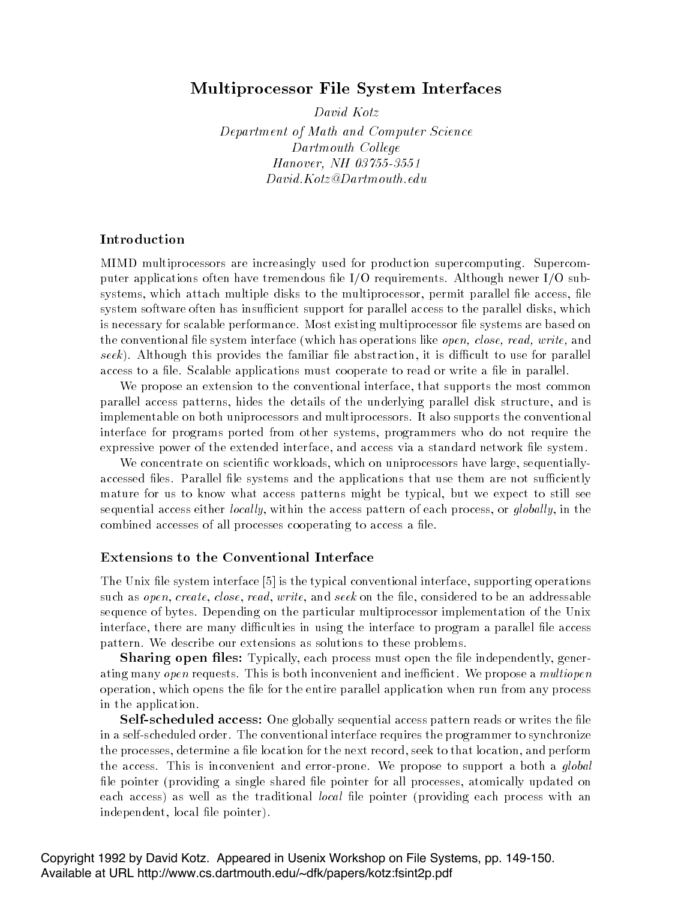# Multiprocessor File System Interfaces

*David Kotz*
*Department of Math and Computer Science*
*Dartmouth College*
*Hanover, NH 03755-3551*
*David.Kotz@Dartmouth.edu*

## Introduction

MIMD multiprocessors are increasingly used for production supercomputing. Supercomputer applications often have tremendous file I/O requirements. Although newer I/O subsystems, which attach multiple disks to the multiprocessor, permit parallel file access, file system software often has insufficient support for parallel access to the parallel disks, which is necessary for scalable performance. Most existing multiprocessor file systems are based on the conventional file system interface (which has operations like *open, close, read, write,* and *seek*). Although this provides the familiar file abstraction, it is difficult to use for parallel access to a file. Scalable applications must cooperate to read or write a file in parallel.

We propose an extension to the conventional interface, that supports the most common parallel access patterns, hides the details of the underlying parallel disk structure, and is implementable on both uniprocessors and multiprocessors. It also supports the conventional interface for programs ported from other systems, programmers who do not require the expressive power of the extended interface, and access via a standard network file system.

We concentrate on scientific workloads, which on uniprocessors have large, sequentially-accessed files. Parallel file systems and the applications that use them are not sufficiently mature for us to know what access patterns might be typical, but we expect to still see sequential access either *locally*, within the access pattern of each process, or *globally*, in the combined accesses of all processes cooperating to access a file.

## Extensions to the Conventional Interface

The Unix file system interface [5] is the typical conventional interface, supporting operations such as *open*, *create*, *close*, *read*, *write*, and *seek* on the file, considered to be an addressable sequence of bytes. Depending on the particular multiprocessor implementation of the Unix interface, there are many difficulties in using the interface to program a parallel file access pattern. We describe our extensions as solutions to these problems.

**Sharing open files:** Typically, each process must open the file independently, generating many *open* requests. This is both inconvenient and inefficient. We propose a *multiopen* operation, which opens the file for the entire parallel application when run from any process in the application.

**Self-scheduled access:** One globally sequential access pattern reads or writes the file in a self-scheduled order. The conventional interface requires the programmer to synchronize the processes, determine a file location for the next record, seek to that location, and perform the access. This is inconvenient and error-prone. We propose to support a both a *global* file pointer (providing a single shared file pointer for all processes, atomically updated on each access) as well as the traditional *local* file pointer (providing each process with an independent, local file pointer).

Copyright 1992 by David Kotz. Appeared in Usenix Workshop on File Systems, pp. 149-150. Available at URL http://www.cs.dartmouth.edu/~dfk/papers/kotz:fsint2p.pdf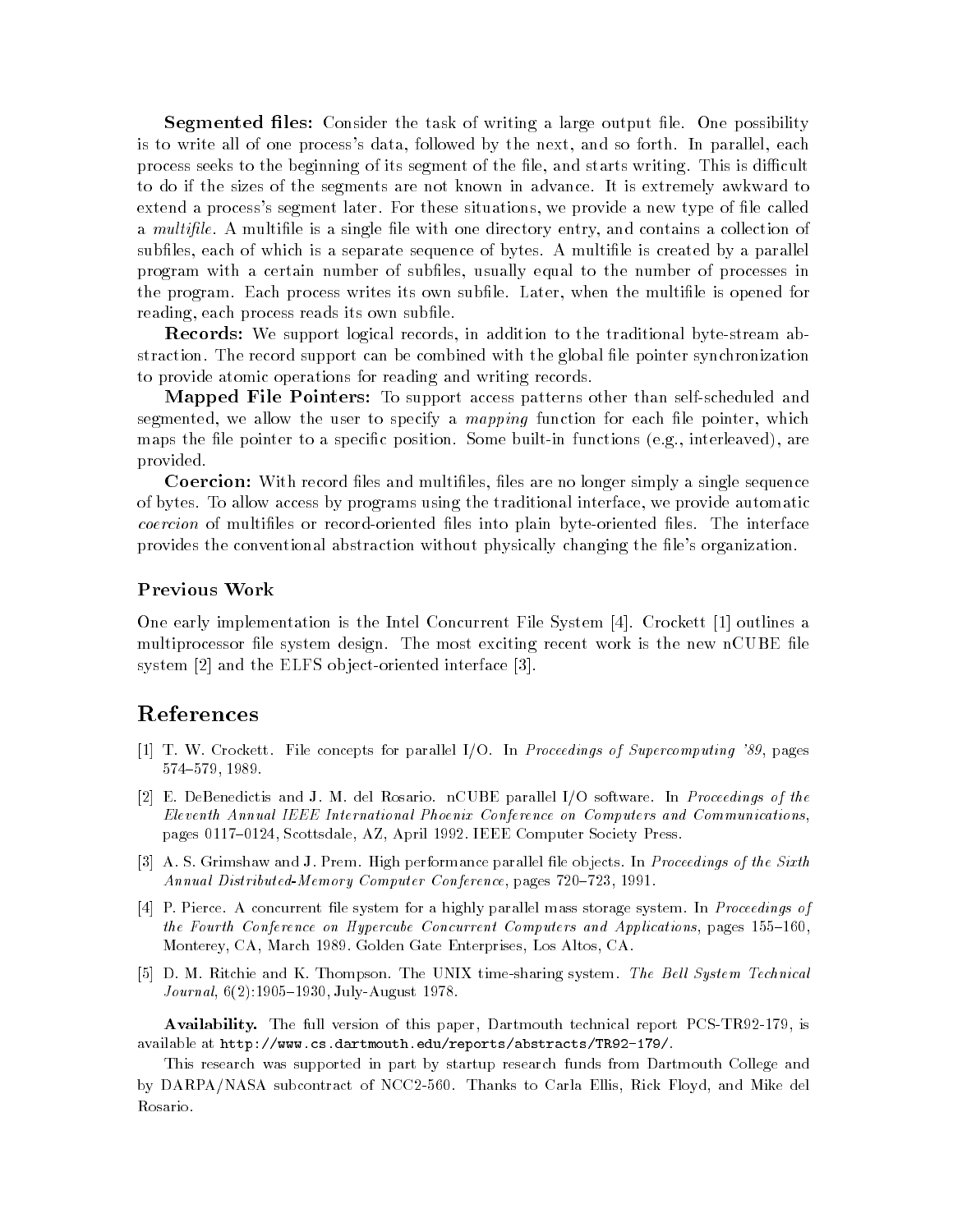**Segmented files:** Consider the task of writing a large output file. One possibility is to write all of one process's data, followed by the next, and so forth. In parallel, each process seeks to the beginning of its segment of the file, and starts writing. This is difficult to do if the sizes of the segments are not known in advance. It is extremely awkward to extend a process's segment later. For these situations, we provide a new type of file called a *multifile*. A multifile is a single file with one directory entry, and contains a collection of subfiles, each of which is a separate sequence of bytes. A multifile is created by a parallel program with a certain number of subfiles, usually equal to the number of processes in the program. Each process writes its own subfile. Later, when the multifile is opened for reading, each process reads its own subfile.

**Records:** We support logical records, in addition to the traditional byte-stream abstraction. The record support can be combined with the global file pointer synchronization to provide atomic operations for reading and writing records.

**Mapped File Pointers:** To support access patterns other than self-scheduled and segmented, we allow the user to specify a *mapping* function for each file pointer, which maps the file pointer to a specific position. Some built-in functions (e.g., interleaved), are provided.

**Coercion:** With record files and multifiles, files are no longer simply a single sequence of bytes. To allow access by programs using the traditional interface, we provide automatic *coercion* of multifiles or record-oriented files into plain byte-oriented files. The interface provides the conventional abstraction without physically changing the file's organization.

### Previous Work

One early implementation is the Intel Concurrent File System [4]. Crockett [1] outlines a multiprocessor file system design. The most exciting recent work is the new nCUBE file system [2] and the ELFS object-oriented interface [3].

## References

[1] T. W. Crockett. File concepts for parallel I/O. In *Proceedings of Supercomputing '89*, pages 574–579, 1989.

[2] E. DeBenedictis and J. M. del Rosario. nCUBE parallel I/O software. In *Proceedings of the Eleventh Annual IEEE International Phoenix Conference on Computers and Communications*, pages 0117–0124, Scottsdale, AZ, April 1992. IEEE Computer Society Press.

[3] A. S. Grimshaw and J. Prem. High performance parallel file objects. In *Proceedings of the Sixth Annual Distributed-Memory Computer Conference*, pages 720–723, 1991.

[4] P. Pierce. A concurrent file system for a highly parallel mass storage system. In *Proceedings of the Fourth Conference on Hypercube Concurrent Computers and Applications*, pages 155–160, Monterey, CA, March 1989. Golden Gate Enterprises, Los Altos, CA.

[5] D. M. Ritchie and K. Thompson. The UNIX time-sharing system. *The Bell System Technical Journal*, 6(2):1905–1930, July-August 1978.

**Availability.** The full version of this paper, Dartmouth technical report PCS-TR92-179, is available at `http://www.cs.dartmouth.edu/reports/abstracts/TR92-179/`.

This research was supported in part by startup research funds from Dartmouth College and by DARPA/NASA subcontract of NCC2-560. Thanks to Carla Ellis, Rick Floyd, and Mike del Rosario.